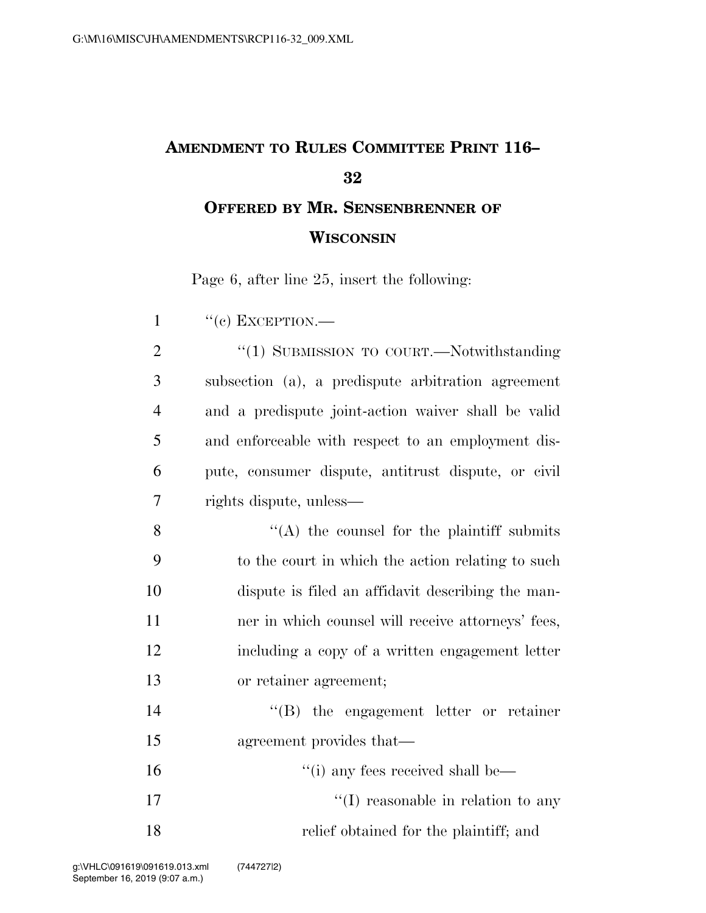# Amendment to Rules Committee Print 116–32

## Offered by Mr. Sensenbrenner of Wisconsin

Page 6, after line 25, insert the following:

''(c) EXCEPTION.—

''(1) SUBMISSION TO COURT.—Notwithstanding subsection (a), a predispute arbitration agreement and a predispute joint-action waiver shall be valid and enforceable with respect to an employment dispute, consumer dispute, antitrust dispute, or civil rights dispute, unless—

''(A) the counsel for the plaintiff submits to the court in which the action relating to such dispute is filed an affidavit describing the manner in which counsel will receive attorneys' fees, including a copy of a written engagement letter or retainer agreement;

''(B) the engagement letter or retainer agreement provides that—

''(i) any fees received shall be—

''(I) reasonable in relation to any relief obtained for the plaintiff; and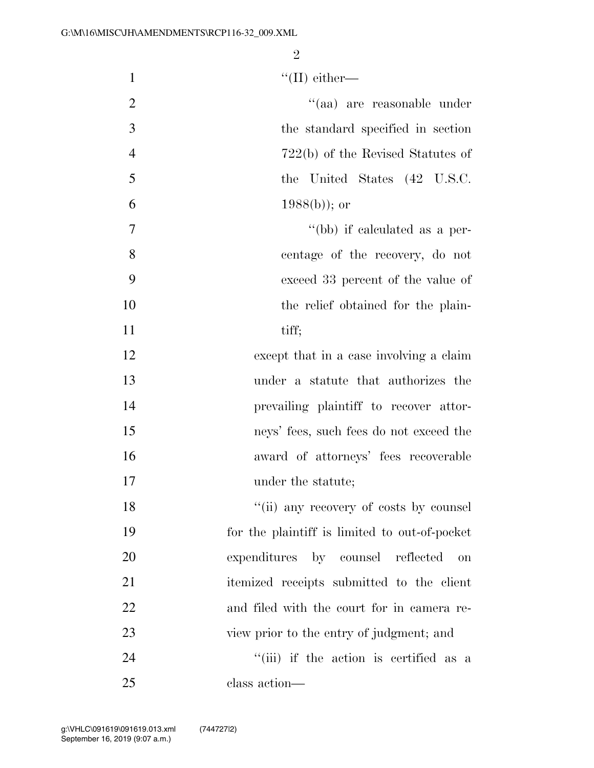"(II) either—

"(aa) are reasonable under the standard specified in section 722(b) of the Revised Statutes of the United States (42 U.S.C. 1988(b)); or

"(bb) if calculated as a percentage of the recovery, do not exceed 33 percent of the value of the relief obtained for the plaintiff;

except that in a case involving a claim under a statute that authorizes the prevailing plaintiff to recover attorneys' fees, such fees do not exceed the award of attorneys' fees recoverable under the statute;

"(ii) any recovery of costs by counsel for the plaintiff is limited to out-of-pocket expenditures by counsel reflected on itemized receipts submitted to the client and filed with the court for in camera review prior to the entry of judgment; and

"(iii) if the action is certified as a class action—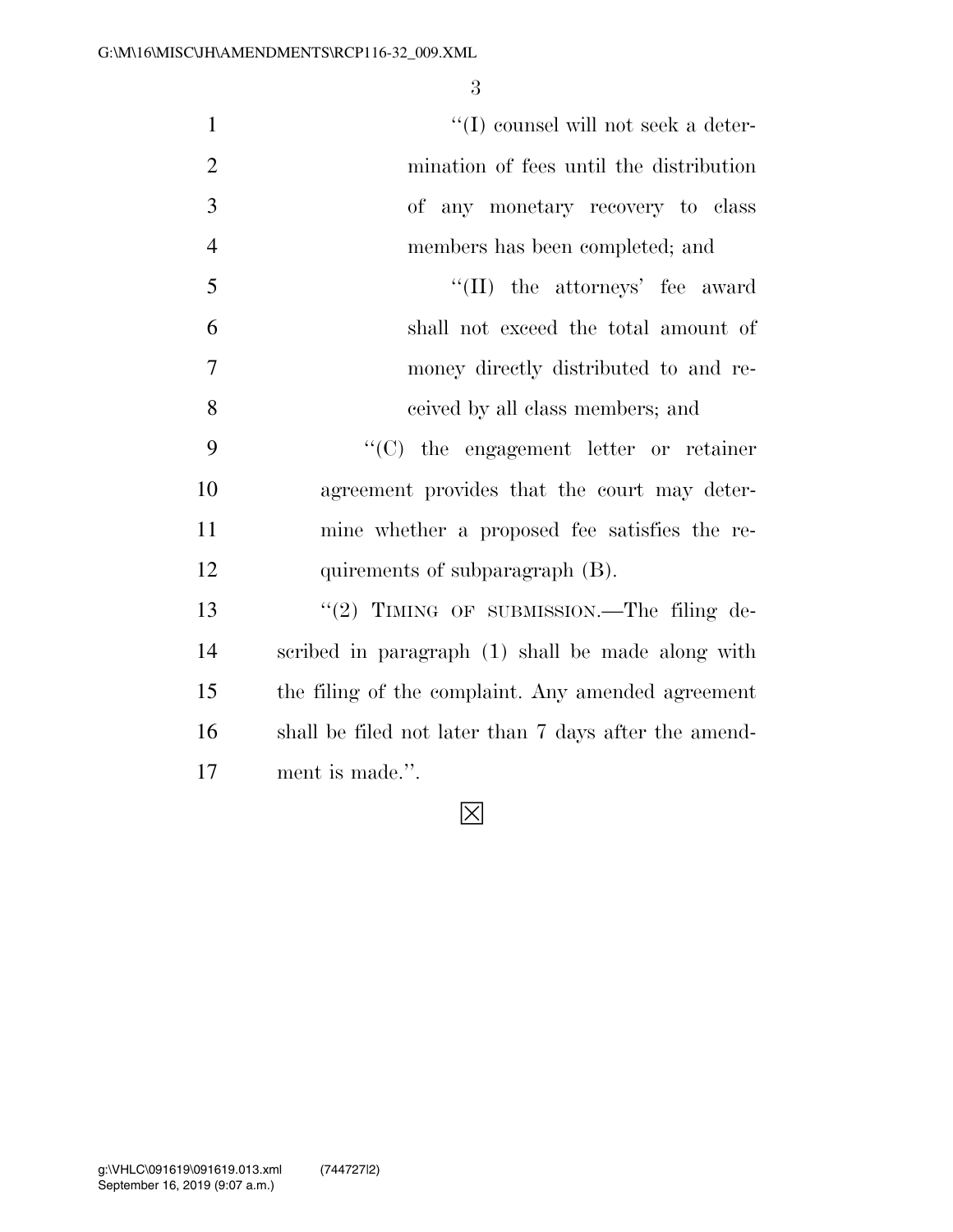"(I) counsel will not seek a determination of fees until the distribution of any monetary recovery to class members has been completed; and

"(II) the attorneys' fee award shall not exceed the total amount of money directly distributed to and received by all class members; and

"(C) the engagement letter or retainer agreement provides that the court may determine whether a proposed fee satisfies the requirements of subparagraph (B).

"(2) TIMING OF SUBMISSION.—The filing described in paragraph (1) shall be made along with the filing of the complaint. Any amended agreement shall be filed not later than 7 days after the amendment is made.".